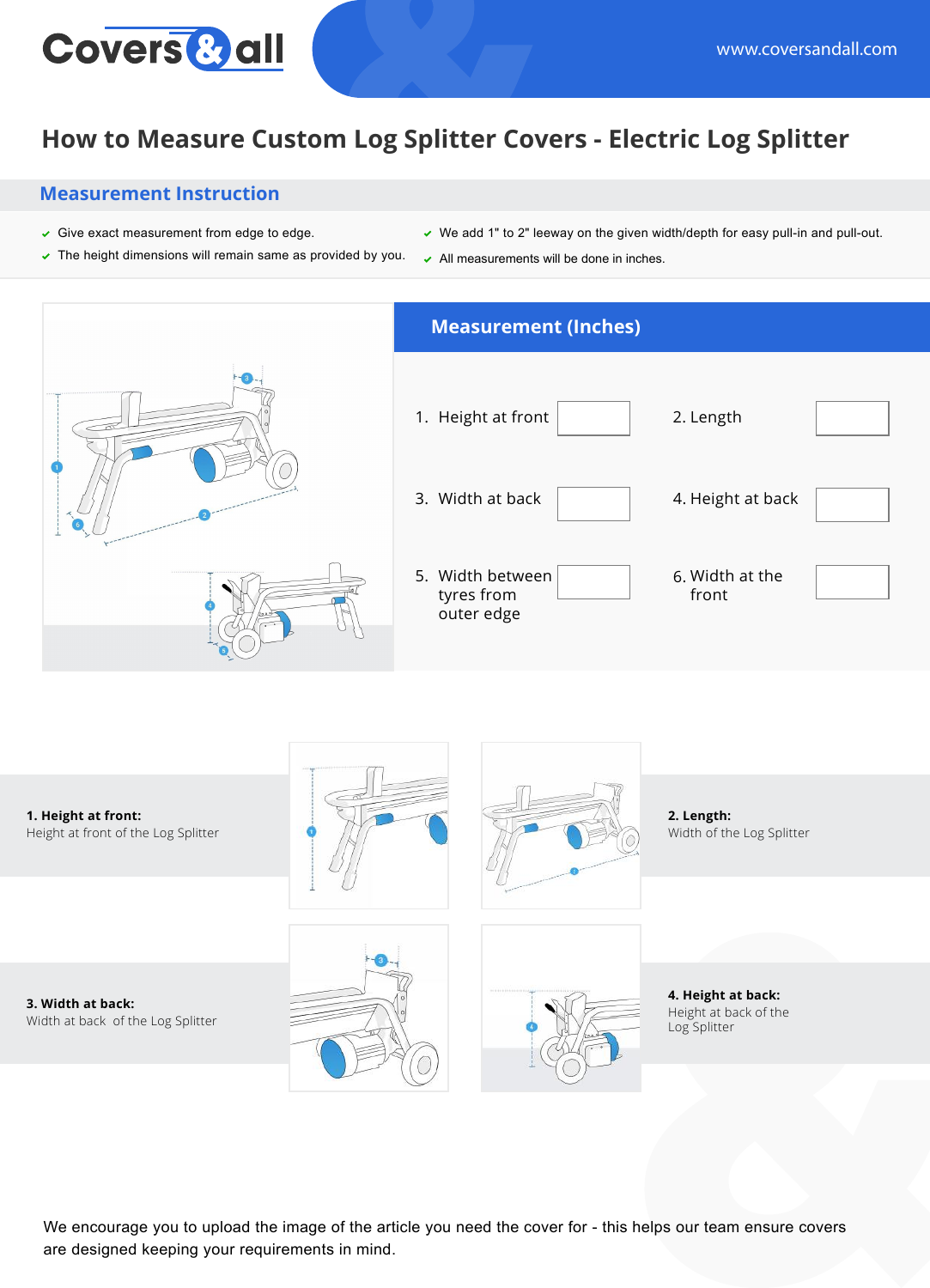Covers & all

www.coversandall.com

# How to Measure Custom Log Splitter Covers - Electric Log Splitter

## Measurement Instruction

- Give exact measurement from edge to edge.
- The height dimensions will remain same as provided by you.
- We add 1" to 2" leeway on the given width/depth for easy pull-in and pull-out.
- All measurements will be done in inches.

## Measurement (Inches)

| | | | |
|---|---|---|---|
| 1. Height at front | | 2. Length | |
| 3. Width at back | | 4. Height at back | |
| 5. Width between tyres from outer edge | | 6. Width at the front | |

**1. Height at front:**
Height at front of the Log Splitter

**2. Length:**
Width of the Log Splitter

**3. Width at back:**
Width at back of the Log Splitter

**4. Height at back:**
Height at back of the Log Splitter

We encourage you to upload the image of the article you need the cover for - this helps our team ensure covers are designed keeping your requirements in mind.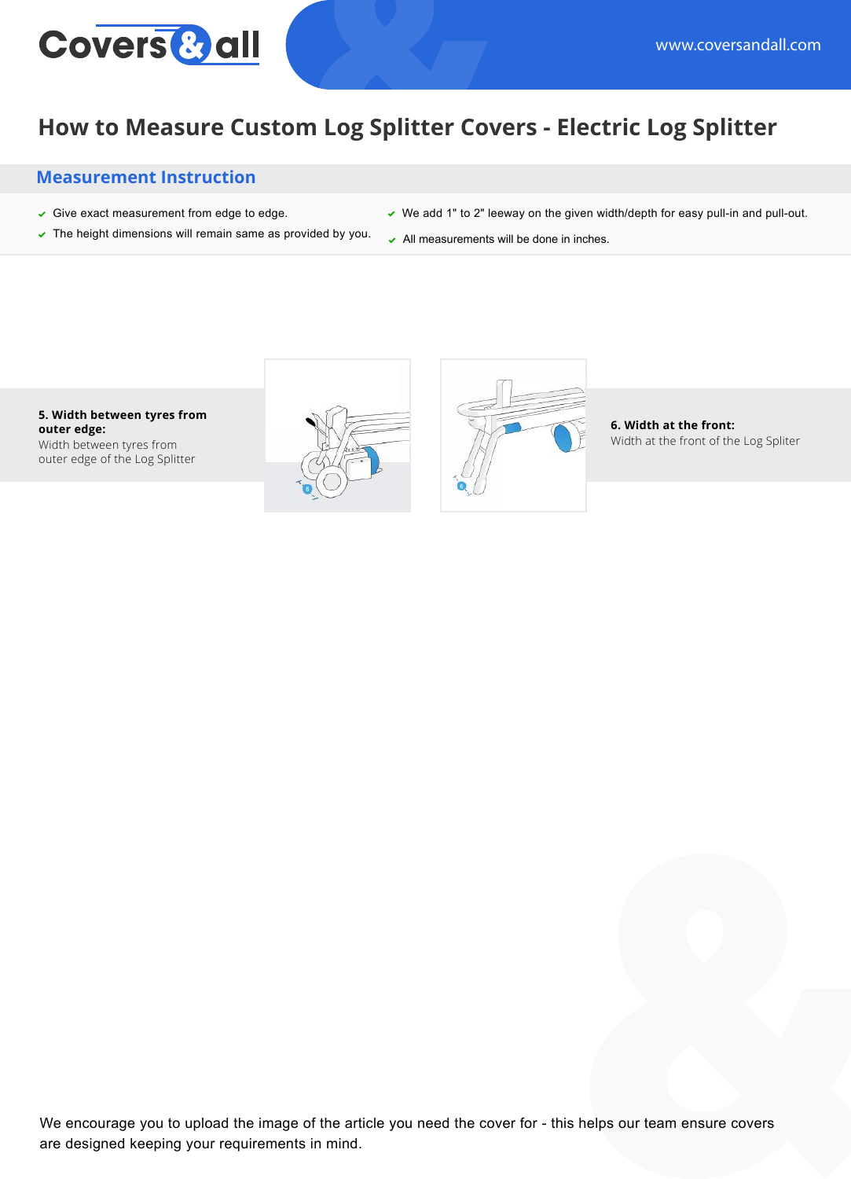# How to Measure Custom Log Splitter Covers - Electric Log Splitter

## Measurement Instruction

- Give exact measurement from edge to edge.
- The height dimensions will remain same as provided by you.
- We add 1" to 2" leeway on the given width/depth for easy pull-in and pull-out.
- All measurements will be done in inches.

**5. Width between tyres from outer edge:**
Width between tyres from outer edge of the Log Splitter

**6. Width at the front:**
Width at the front of the Log Spliter

We encourage you to upload the image of the article you need the cover for - this helps our team ensure covers are designed keeping your requirements in mind.